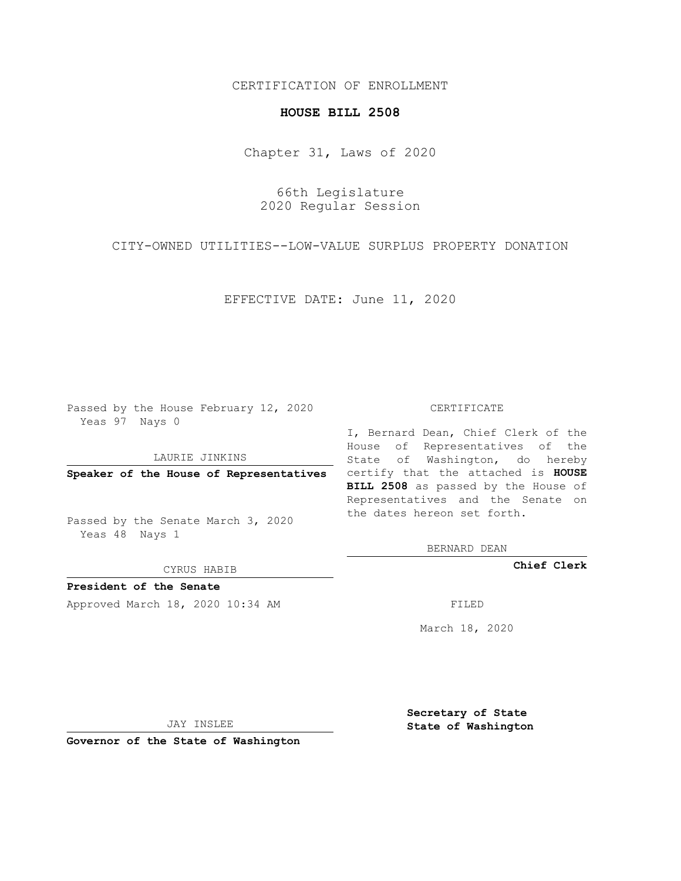CERTIFICATION OF ENROLLMENT

**HOUSE BILL 2508**

Chapter 31, Laws of 2020

66th Legislature
2020 Regular Session

CITY-OWNED UTILITIES--LOW-VALUE SURPLUS PROPERTY DONATION

EFFECTIVE DATE: June 11, 2020

Passed by the House February 12, 2020
Yeas 97 Nays 0

LAURIE JINKINS

**Speaker of the House of Representatives**

Passed by the Senate March 3, 2020
Yeas 48 Nays 1

CYRUS HABIB

**President of the Senate**

Approved March 18, 2020 10:34 AM

JAY INSLEE

**Governor of the State of Washington**

CERTIFICATE

I, Bernard Dean, Chief Clerk of the House of Representatives of the State of Washington, do hereby certify that the attached is **HOUSE BILL 2508** as passed by the House of Representatives and the Senate on the dates hereon set forth.

BERNARD DEAN

**Chief Clerk**

FILED

March 18, 2020

**Secretary of State**
**State of Washington**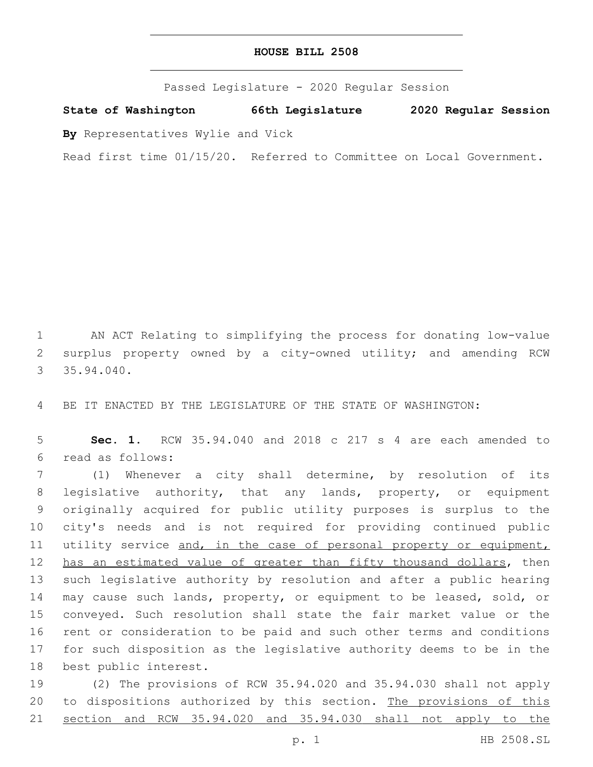# HOUSE BILL 2508

Passed Legislature - 2020 Regular Session

**State of Washington 66th Legislature 2020 Regular Session**

**By** Representatives Wylie and Vick

Read first time 01/15/20. Referred to Committee on Local Government.

AN ACT Relating to simplifying the process for donating low-value surplus property owned by a city-owned utility; and amending RCW 35.94.040.

BE IT ENACTED BY THE LEGISLATURE OF THE STATE OF WASHINGTON:

**Sec. 1.** RCW 35.94.040 and 2018 c 217 s 4 are each amended to read as follows:

(1) Whenever a city shall determine, by resolution of its legislative authority, that any lands, property, or equipment originally acquired for public utility purposes is surplus to the city's needs and is not required for providing continued public utility service and, in the case of personal property or equipment, has an estimated value of greater than fifty thousand dollars, then such legislative authority by resolution and after a public hearing may cause such lands, property, or equipment to be leased, sold, or conveyed. Such resolution shall state the fair market value or the rent or consideration to be paid and such other terms and conditions for such disposition as the legislative authority deems to be in the best public interest.

(2) The provisions of RCW 35.94.020 and 35.94.030 shall not apply to dispositions authorized by this section. The provisions of this section and RCW 35.94.020 and 35.94.030 shall not apply to the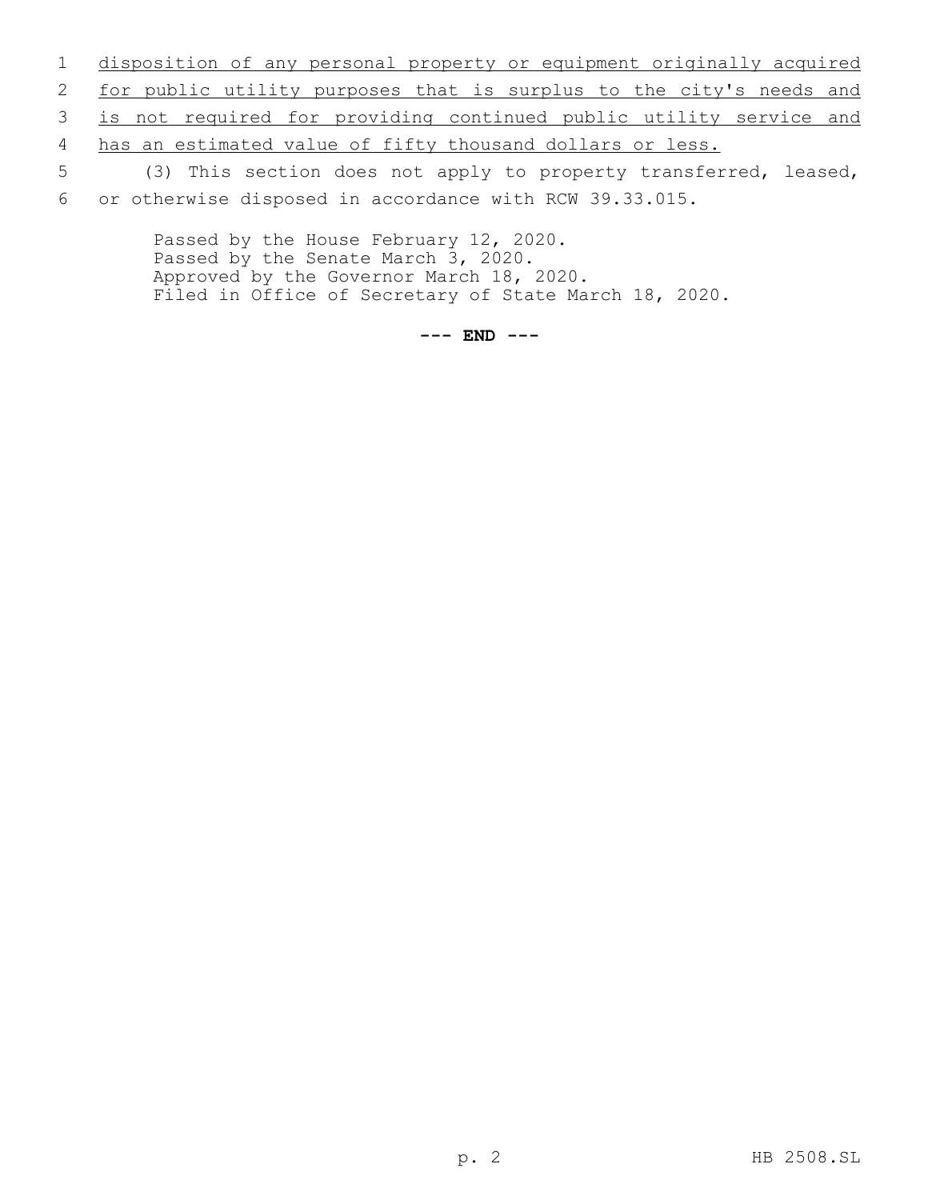disposition of any personal property or equipment originally acquired for public utility purposes that is surplus to the city's needs and is not required for providing continued public utility service and has an estimated value of fifty thousand dollars or less.

(3) This section does not apply to property transferred, leased, or otherwise disposed in accordance with RCW 39.33.015.

Passed by the House February 12, 2020.
Passed by the Senate March 3, 2020.
Approved by the Governor March 18, 2020.
Filed in Office of Secretary of State March 18, 2020.

**--- END ---**